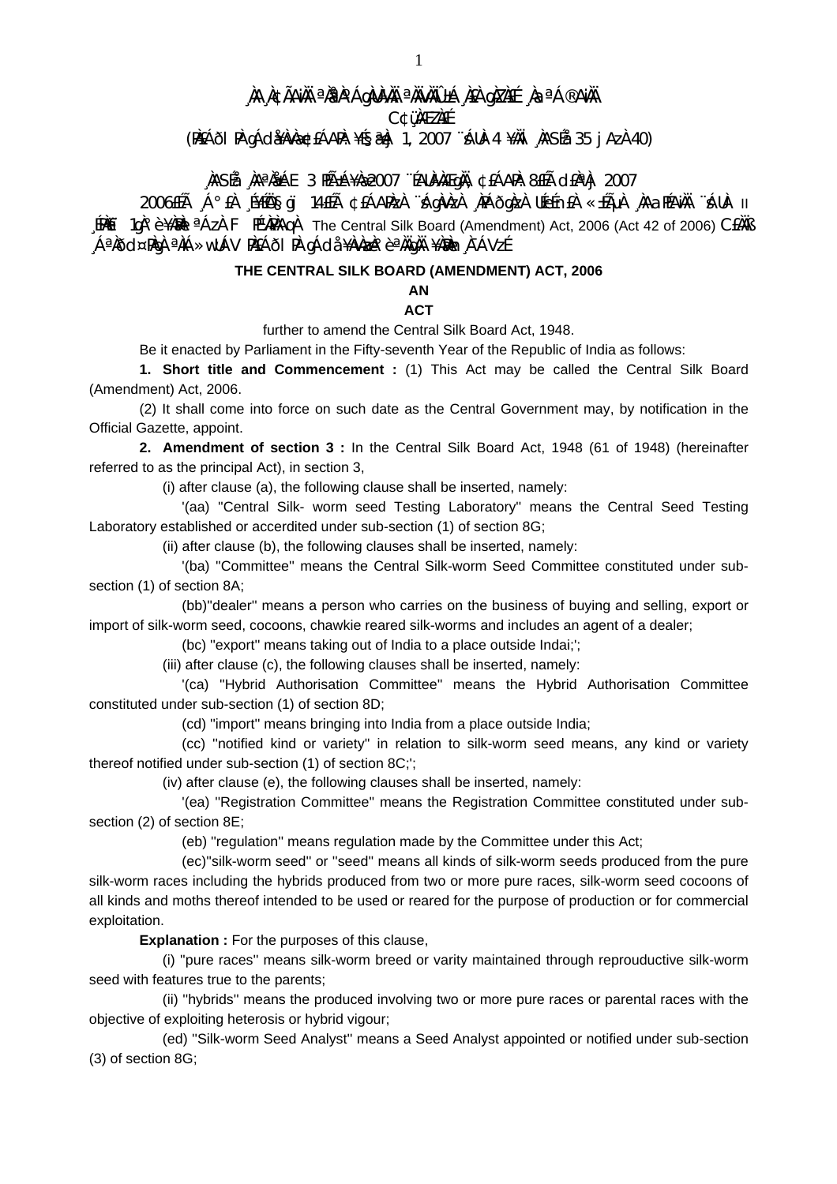¸ÀA¸À¢ÃAiÀÄ ªÀåªÀºÁgÀUÀ¼ÀÄ ªÀÄvÀÄÛ ±Á¸À£À gÀZÀ£É ¸ÀaªÁ®AiÀÄ

C¢ü¸ÀÆZÀ£É

(PÀ£ÁðlPÀ gÁdå¥ÀvÀæ ¢£ÁAPÀ: ¥sÉ§æªÀj 1, 2007 ¨sÁUÀ-4 ¥ÀÄl ¸ÀASÉå 35 jAzÀ 40)

¸ÀASÉå: ¸ÀAªÀåAE 3 PÉAzÀæ¸À 2007 ¨ÉAUÀ¼ÀÆgÀÄ, ¢£ÁAPÀ: 8£Éà d£ÀªÀj 2007

2006£Éà ¸Á°£À ¸É¥ÉÖA§gï 14£Éà ¢£ÁAPÀzÀ ¨sÁgÀvÀzÀ ¸ÀPÁðgÀzÀ UÉeÉmï£À «±ÉõÀ ¸ÀAaPÉAiÀÄ ¨sÁUÀ II ¸ÉPÀë£ï 1gÀ°è ¥ÀæPÀlªÁzÀ F PɼÀPÀAqÀ The Central Silk Board (Amendment) Act, 2006 (Act 42 of 2006) C£ÀÄß ¸ÁªÀðd¤PÀgÀ ªÀiÁ»wUÁV PÀ£ÁðlPÀ gÁdå¥ÀvÀæzÀ°è ªÀÄgÀÄ ¥ÀæPÀn¸À¯ÁVzÉ

## THE CENTRAL SILK BOARD (AMENDMENT) ACT, 2006

**AN**

**ACT**

further to amend the Central Silk Board Act, 1948.

Be it enacted by Parliament in the Fifty-seventh Year of the Republic of India as follows:

**1. Short title and Commencement :** (1) This Act may be called the Central Silk Board (Amendment) Act, 2006.

(2) It shall come into force on such date as the Central Government may, by notification in the Official Gazette, appoint.

**2. Amendment of section 3 :** In the Central Silk Board Act, 1948 (61 of 1948) (hereinafter referred to as the principal Act), in section 3,

(i) after clause (a), the following clause shall be inserted, namely:

'(aa) "Central Silk- worm seed Testing Laboratory" means the Central Seed Testing Laboratory established or accerdited under sub-section (1) of section 8G;

(ii) after clause (b), the following clauses shall be inserted, namely:

'(ba) "Committee" means the Central Silk-worm Seed Committee constituted under sub-section (1) of section 8A;

(bb)"dealer" means a person who carries on the business of buying and selling, export or import of silk-worm seed, cocoons, chawkie reared silk-worms and includes an agent of a dealer;

(bc) "export" means taking out of India to a place outside Indai;';

(iii) after clause (c), the following clauses shall be inserted, namely:

'(ca) "Hybrid Authorisation Committee" means the Hybrid Authorisation Committee constituted under sub-section (1) of section 8D;

(cd) "import" means bringing into India from a place outside India;

(cc) "notified kind or variety" in relation to silk-worm seed means, any kind or variety thereof notified under sub-section (1) of section 8C;';

(iv) after clause (e), the following clauses shall be inserted, namely:

'(ea) "Registration Committee" means the Registration Committee constituted under sub-section (2) of section 8E;

(eb) "regulation" means regulation made by the Committee under this Act;

(ec)"silk-worm seed" or "seed" means all kinds of silk-worm seeds produced from the pure silk-worm races including the hybrids produced from two or more pure races, silk-worm seed cocoons of all kinds and moths thereof intended to be used or reared for the purpose of production or for commercial exploitation.

**Explanation :** For the purposes of this clause,

(i) "pure races" means silk-worm breed or varity maintained through reprouductive silk-worm seed with features true to the parents;

(ii) "hybrids" means the produced involving two or more pure races or parental races with the objective of exploiting heterosis or hybrid vigour;

(ed) "Silk-worm Seed Analyst" means a Seed Analyst appointed or notified under sub-section (3) of section 8G;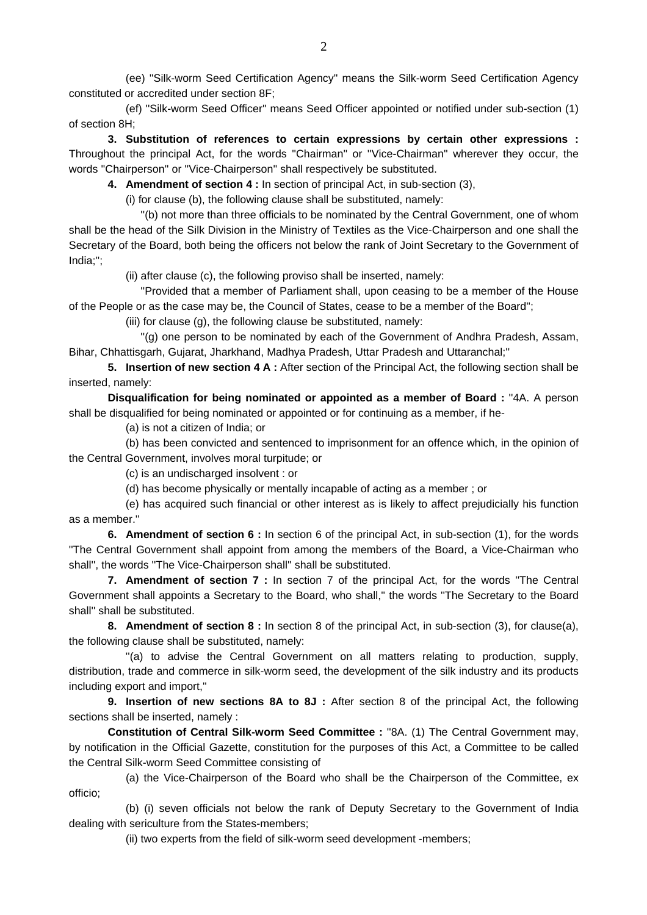(ee) "Silk-worm Seed Certification Agency" means the Silk-worm Seed Certification Agency constituted or accredited under section 8F;

(ef) "Silk-worm Seed Officer" means Seed Officer appointed or notified under sub-section (1) of section 8H;

**3. Substitution of references to certain expressions by certain other expressions :** Throughout the principal Act, for the words "Chairman" or "Vice-Chairman" wherever they occur, the words "Chairperson" or "Vice-Chairperson" shall respectively be substituted.

**4. Amendment of section 4 :** In section of principal Act, in sub-section (3),

(i) for clause (b), the following clause shall be substituted, namely:

"(b) not more than three officials to be nominated by the Central Government, one of whom shall be the head of the Silk Division in the Ministry of Textiles as the Vice-Chairperson and one shall the Secretary of the Board, both being the officers not below the rank of Joint Secretary to the Government of India;";

(ii) after clause (c), the following proviso shall be inserted, namely:

"Provided that a member of Parliament shall, upon ceasing to be a member of the House of the People or as the case may be, the Council of States, cease to be a member of the Board";

(iii) for clause (g), the following clause be substituted, namely:

"(g) one person to be nominated by each of the Government of Andhra Pradesh, Assam, Bihar, Chhattisgarh, Gujarat, Jharkhand, Madhya Pradesh, Uttar Pradesh and Uttaranchal;"

**5. Insertion of new section 4 A :** After section of the Principal Act, the following section shall be inserted, namely:

**Disqualification for being nominated or appointed as a member of Board :** "4A. A person shall be disqualified for being nominated or appointed or for continuing as a member, if he-

(a) is not a citizen of India; or

(b) has been convicted and sentenced to imprisonment for an offence which, in the opinion of the Central Government, involves moral turpitude; or

(c) is an undischarged insolvent : or

(d) has become physically or mentally incapable of acting as a member ; or

(e) has acquired such financial or other interest as is likely to affect prejudicially his function as a member."

**6. Amendment of section 6 :** In section 6 of the principal Act, in sub-section (1), for the words "The Central Government shall appoint from among the members of the Board, a Vice-Chairman who shall", the words "The Vice-Chairperson shall" shall be substituted.

**7. Amendment of section 7 :** In section 7 of the principal Act, for the words "The Central Government shall appoints a Secretary to the Board, who shall," the words "The Secretary to the Board shall" shall be substituted.

**8. Amendment of section 8 :** In section 8 of the principal Act, in sub-section (3), for clause(a), the following clause shall be substituted, namely:

"(a) to advise the Central Government on all matters relating to production, supply, distribution, trade and commerce in silk-worm seed, the development of the silk industry and its products including export and import,"

**9. Insertion of new sections 8A to 8J :** After section 8 of the principal Act, the following sections shall be inserted, namely :

**Constitution of Central Silk-worm Seed Committee :** "8A. (1) The Central Government may, by notification in the Official Gazette, constitution for the purposes of this Act, a Committee to be called the Central Silk-worm Seed Committee consisting of

(a) the Vice-Chairperson of the Board who shall be the Chairperson of the Committee, ex officio;

(b) (i) seven officials not below the rank of Deputy Secretary to the Government of India dealing with sericulture from the States-members;

(ii) two experts from the field of silk-worm seed development -members;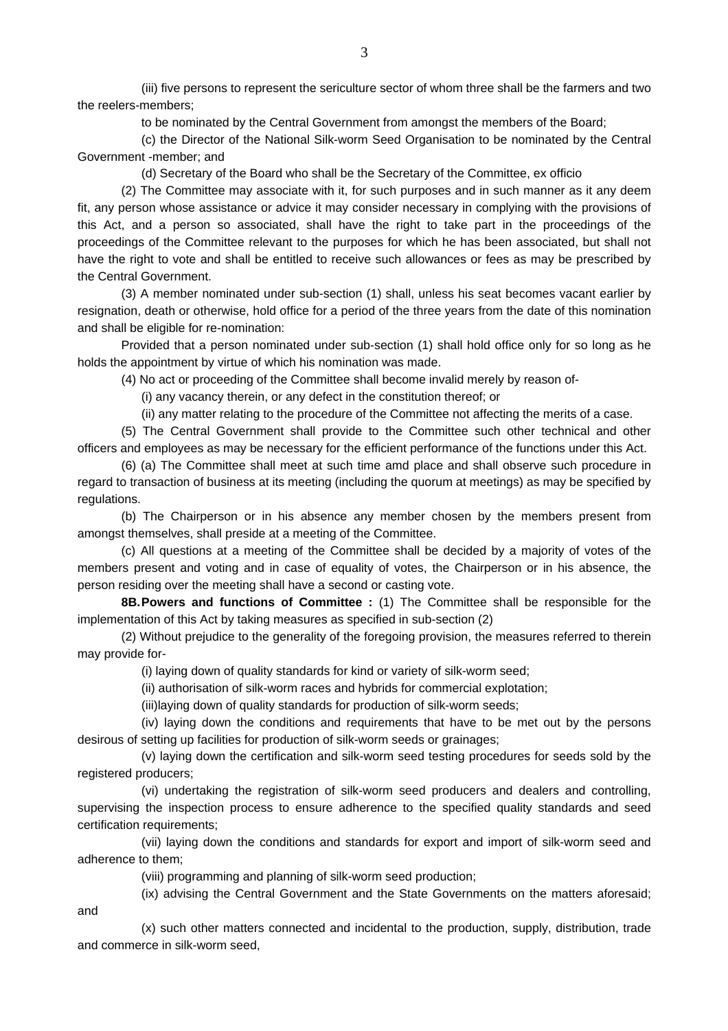(iii) five persons to represent the sericulture sector of whom three shall be the farmers and two the reelers-members;

to be nominated by the Central Government from amongst the members of the Board;

(c) the Director of the National Silk-worm Seed Organisation to be nominated by the Central Government -member; and

(d) Secretary of the Board who shall be the Secretary of the Committee, ex officio

(2) The Committee may associate with it, for such purposes and in such manner as it any deem fit, any person whose assistance or advice it may consider necessary in complying with the provisions of this Act, and a person so associated, shall have the right to take part in the proceedings of the proceedings of the Committee relevant to the purposes for which he has been associated, but shall not have the right to vote and shall be entitled to receive such allowances or fees as may be prescribed by the Central Government.

(3) A member nominated under sub-section (1) shall, unless his seat becomes vacant earlier by resignation, death or otherwise, hold office for a period of the three years from the date of this nomination and shall be eligible for re-nomination:

Provided that a person nominated under sub-section (1) shall hold office only for so long as he holds the appointment by virtue of which his nomination was made.

(4) No act or proceeding of the Committee shall become invalid merely by reason of-

(i) any vacancy therein, or any defect in the constitution thereof; or

(ii) any matter relating to the procedure of the Committee not affecting the merits of a case.

(5) The Central Government shall provide to the Committee such other technical and other officers and employees as may be necessary for the efficient performance of the functions under this Act.

(6) (a) The Committee shall meet at such time amd place and shall observe such procedure in regard to transaction of business at its meeting (including the quorum at meetings) as may be specified by regulations.

(b) The Chairperson or in his absence any member chosen by the members present from amongst themselves, shall preside at a meeting of the Committee.

(c) All questions at a meeting of the Committee shall be decided by a majority of votes of the members present and voting and in case of equality of votes, the Chairperson or in his absence, the person residing over the meeting shall have a second or casting vote.

**8B. Powers and functions of Committee :** (1) The Committee shall be responsible for the implementation of this Act by taking measures as specified in sub-section (2)

(2) Without prejudice to the generality of the foregoing provision, the measures referred to therein may provide for-

(i) laying down of quality standards for kind or variety of silk-worm seed;

(ii) authorisation of silk-worm races and hybrids for commercial explotation;

(iii)laying down of quality standards for production of silk-worm seeds;

(iv) laying down the conditions and requirements that have to be met out by the persons desirous of setting up facilities for production of silk-worm seeds or grainages;

(v) laying down the certification and silk-worm seed testing procedures for seeds sold by the registered producers;

(vi) undertaking the registration of silk-worm seed producers and dealers and controlling, supervising the inspection process to ensure adherence to the specified quality standards and seed certification requirements;

(vii) laying down the conditions and standards for export and import of silk-worm seed and adherence to them;

(viii) programming and planning of silk-worm seed production;

(ix) advising the Central Government and the State Governments on the matters aforesaid; and

(x) such other matters connected and incidental to the production, supply, distribution, trade and commerce in silk-worm seed,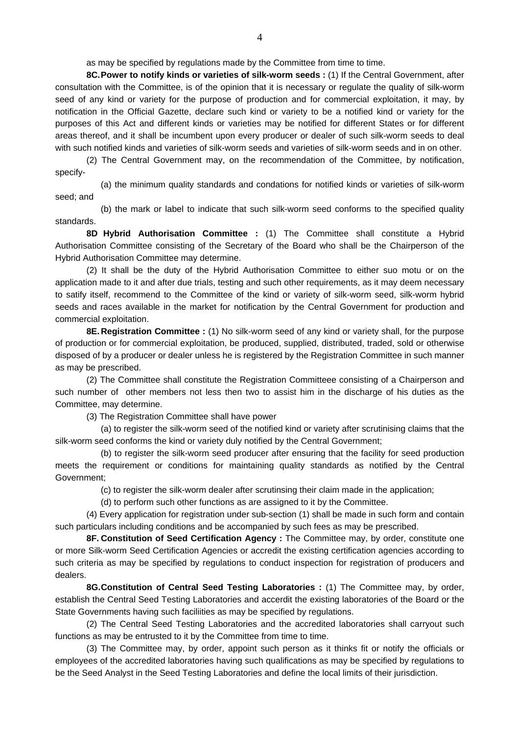as may be specified by regulations made by the Committee from time to time.

**8C. Power to notify kinds or varieties of silk-worm seeds :** (1) If the Central Government, after consultation with the Committee, is of the opinion that it is necessary or regulate the quality of silk-worm seed of any kind or variety for the purpose of production and for commercial exploitation, it may, by notification in the Official Gazette, declare such kind or variety to be a notified kind or variety for the purposes of this Act and different kinds or varieties may be notified for different States or for different areas thereof, and it shall be incumbent upon every producer or dealer of such silk-worm seeds to deal with such notified kinds and varieties of silk-worm seeds and varieties of silk-worm seeds and in on other.

(2) The Central Government may, on the recommendation of the Committee, by notification, specify-

(a) the minimum quality standards and condations for notified kinds or varieties of silk-worm seed; and

(b) the mark or label to indicate that such silk-worm seed conforms to the specified quality standards.

**8D Hybrid Authorisation Committee :** (1) The Committee shall constitute a Hybrid Authorisation Committee consisting of the Secretary of the Board who shall be the Chairperson of the Hybrid Authorisation Committee may determine.

(2) It shall be the duty of the Hybrid Authorisation Committee to either suo motu or on the application made to it and after due trials, testing and such other requirements, as it may deem necessary to satify itself, recommend to the Committee of the kind or variety of silk-worm seed, silk-worm hybrid seeds and races available in the market for notification by the Central Government for production and commercial exploitation.

**8E. Registration Committee :** (1) No silk-worm seed of any kind or variety shall, for the purpose of production or for commercial exploitation, be produced, supplied, distributed, traded, sold or otherwise disposed of by a producer or dealer unless he is registered by the Registration Committee in such manner as may be prescribed.

(2) The Committee shall constitute the Registration Committeee consisting of a Chairperson and such number of other members not less then two to assist him in the discharge of his duties as the Committee, may determine.

(3) The Registration Committee shall have power

(a) to register the silk-worm seed of the notified kind or variety after scrutinising claims that the silk-worm seed conforms the kind or variety duly notified by the Central Government;

(b) to register the silk-worm seed producer after ensuring that the facility for seed production meets the requirement or conditions for maintaining quality standards as notified by the Central Government;

(c) to register the silk-worm dealer after scrutinsing their claim made in the application;

(d) to perform such other functions as are assigned to it by the Committee.

(4) Every application for registration under sub-section (1) shall be made in such form and contain such particulars including conditions and be accompanied by such fees as may be prescribed.

**8F. Constitution of Seed Certification Agency :** The Committee may, by order, constitute one or more Silk-worm Seed Certification Agencies or accredit the existing certification agencies according to such criteria as may be specified by regulations to conduct inspection for registration of producers and dealers.

**8G. Constitution of Central Seed Testing Laboratories :** (1) The Committee may, by order, establish the Central Seed Testing Laboratories and accerdit the existing laboratories of the Board or the State Governments having such faciliities as may be specified by regulations.

(2) The Central Seed Testing Laboratories and the accredited laboratories shall carryout such functions as may be entrusted to it by the Committee from time to time.

(3) The Committee may, by order, appoint such person as it thinks fit or notify the officials or employees of the accredited laboratories having such qualifications as may be specified by regulations to be the Seed Analyst in the Seed Testing Laboratories and define the local limits of their jurisdiction.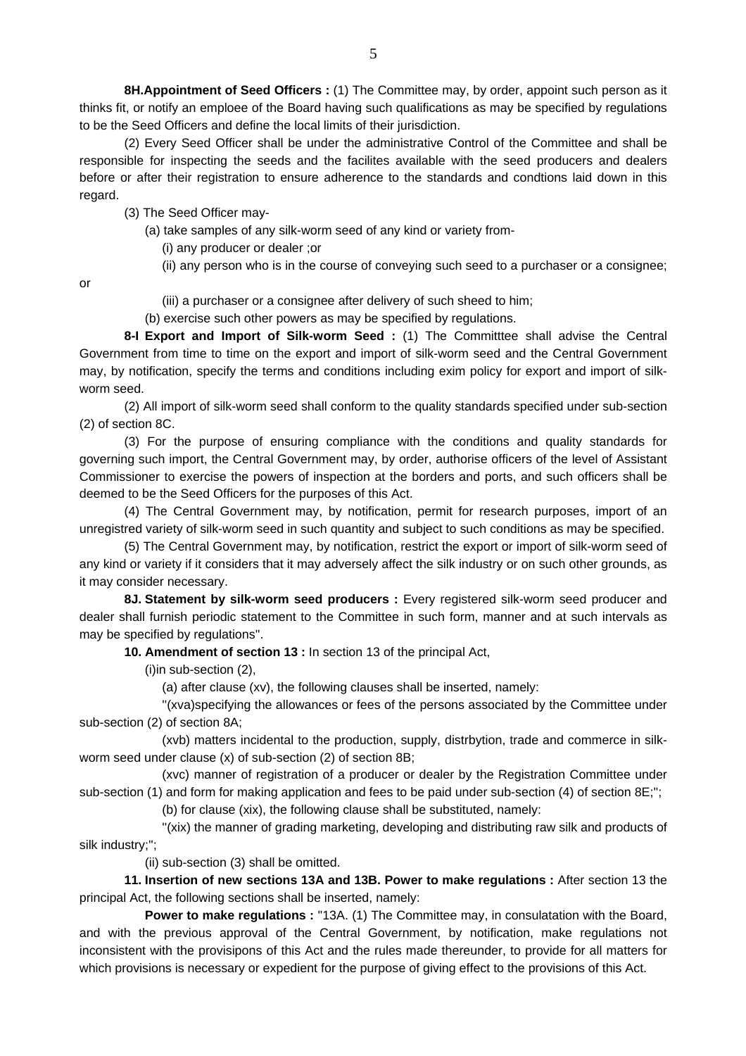**8H.Appointment of Seed Officers :** (1) The Committee may, by order, appoint such person as it thinks fit, or notify an emploee of the Board having such qualifications as may be specified by regulations to be the Seed Officers and define the local limits of their jurisdiction.

(2) Every Seed Officer shall be under the administrative Control of the Committee and shall be responsible for inspecting the seeds and the facilites available with the seed producers and dealers before or after their registration to ensure adherence to the standards and condtions laid down in this regard.

(3) The Seed Officer may-

(a) take samples of any silk-worm seed of any kind or variety from-

(i) any producer or dealer ;or

(ii) any person who is in the course of conveying such seed to a purchaser or a consignee; or

(iii) a purchaser or a consignee after delivery of such sheed to him;

(b) exercise such other powers as may be specified by regulations.

**8-I Export and Import of Silk-worm Seed :** (1) The Committtee shall advise the Central Government from time to time on the export and import of silk-worm seed and the Central Government may, by notification, specify the terms and conditions including exim policy for export and import of silk-worm seed.

(2) All import of silk-worm seed shall conform to the quality standards specified under sub-section (2) of section 8C.

(3) For the purpose of ensuring compliance with the conditions and quality standards for governing such import, the Central Government may, by order, authorise officers of the level of Assistant Commissioner to exercise the powers of inspection at the borders and ports, and such officers shall be deemed to be the Seed Officers for the purposes of this Act.

(4) The Central Government may, by notification, permit for research purposes, import of an unregistred variety of silk-worm seed in such quantity and subject to such conditions as may be specified.

(5) The Central Government may, by notification, restrict the export or import of silk-worm seed of any kind or variety if it considers that it may adversely affect the silk industry or on such other grounds, as it may consider necessary.

**8J. Statement by silk-worm seed producers :** Every registered silk-worm seed producer and dealer shall furnish periodic statement to the Committee in such form, manner and at such intervals as may be specified by regulations".

**10. Amendment of section 13 :** In section 13 of the principal Act,

(i)in sub-section (2),

(a) after clause (xv), the following clauses shall be inserted, namely:

"(xva)specifying the allowances or fees of the persons associated by the Committee under sub-section (2) of section 8A;

(xvb) matters incidental to the production, supply, distrbytion, trade and commerce in silk-worm seed under clause (x) of sub-section (2) of section 8B;

(xvc) manner of registration of a producer or dealer by the Registration Committee under sub-section (1) and form for making application and fees to be paid under sub-section (4) of section 8E;";

(b) for clause (xix), the following clause shall be substituted, namely:

"(xix) the manner of grading marketing, developing and distributing raw silk and products of silk industry;";

(ii) sub-section (3) shall be omitted.

**11. Insertion of new sections 13A and 13B. Power to make regulations :** After section 13 the principal Act, the following sections shall be inserted, namely:

**Power to make regulations :** "13A. (1) The Committee may, in consulatation with the Board, and with the previous approval of the Central Government, by notification, make regulations not inconsistent with the provisipons of this Act and the rules made thereunder, to provide for all matters for which provisions is necessary or expedient for the purpose of giving effect to the provisions of this Act.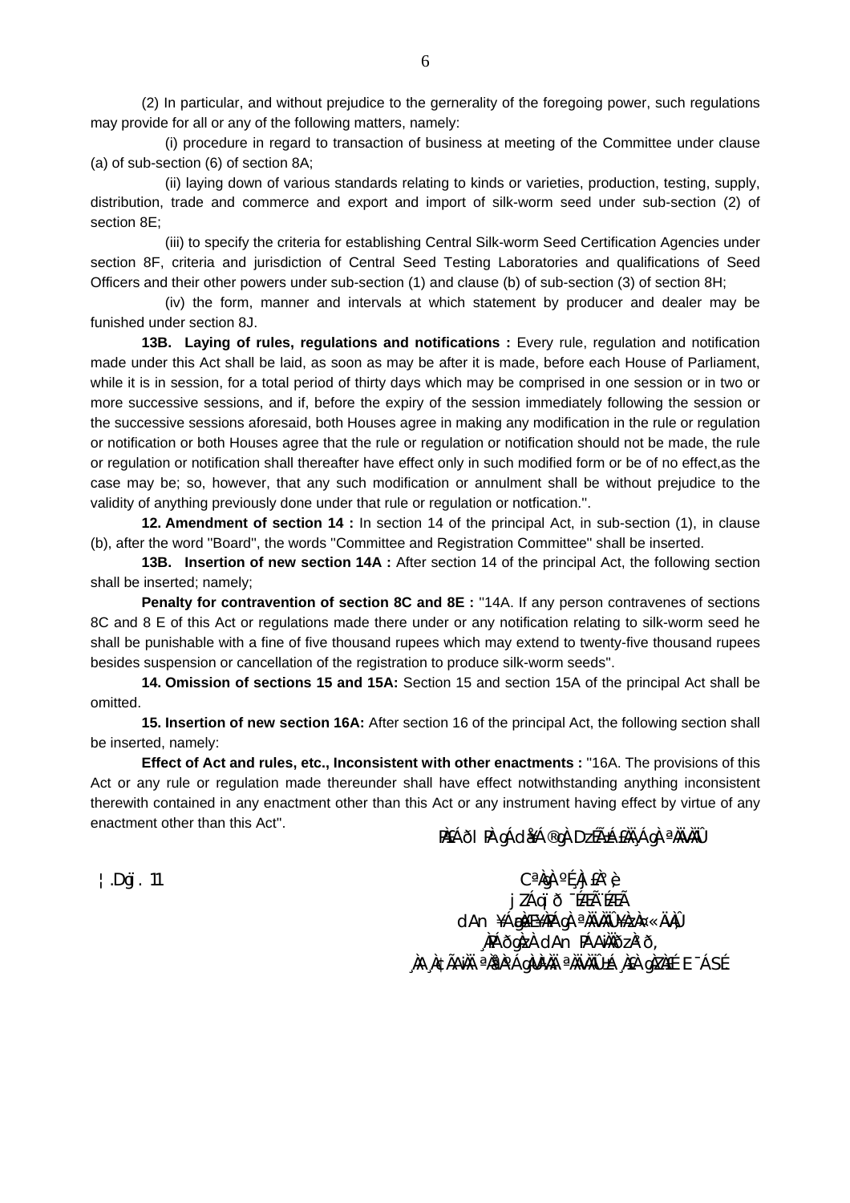(2) In particular, and without prejudice to the gernerality of the foregoing power, such regulations may provide for all or any of the following matters, namely:

(i) procedure in regard to transaction of business at meeting of the Committee under clause (a) of sub-section (6) of section 8A;

(ii) laying down of various standards relating to kinds or varieties, production, testing, supply, distribution, trade and commerce and export and import of silk-worm seed under sub-section (2) of section 8E;

(iii) to specify the criteria for establishing Central Silk-worm Seed Certification Agencies under section 8F, criteria and jurisdiction of Central Seed Testing Laboratories and qualifications of Seed Officers and their other powers under sub-section (1) and clause (b) of sub-section (3) of section 8H;

(iv) the form, manner and intervals at which statement by producer and dealer may be funished under section 8J.

**13B. Laying of rules, regulations and notifications :** Every rule, regulation and notification made under this Act shall be laid, as soon as may be after it is made, before each House of Parliament, while it is in session, for a total period of thirty days which may be comprised in one session or in two or more successive sessions, and if, before the expiry of the session immediately following the session or the successive sessions aforesaid, both Houses agree in making any modification in the rule or regulation or notification or both Houses agree that the rule or regulation or notification should not be made, the rule or regulation or notification shall thereafter have effect only in such modified form or be of no effect,as the case may be; so, however, that any such modification or annulment shall be without prejudice to the validity of anything previously done under that rule or regulation or notfication.".

**12. Amendment of section 14 :** In section 14 of the principal Act, in sub-section (1), in clause (b), after the word "Board", the words "Committee and Registration Committee" shall be inserted.

**13B. Insertion of new section 14A :** After section 14 of the principal Act, the following section shall be inserted; namely;

**Penalty for contravention of section 8C and 8E :** "14A. If any person contravenes of sections 8C and 8 E of this Act or regulations made there under or any notification relating to silk-worm seed he shall be punishable with a fine of five thousand rupees which may extend to twenty-five thousand rupees besides suspension or cancellation of the registration to produce silk-worm seeds".

**14. Omission of sections 15 and 15A:** Section 15 and section 15A of the principal Act shall be omitted.

**15. Insertion of new section 16A:** After section 16 of the principal Act, the following section shall be inserted, namely:

**Effect of Act and rules, etc., Inconsistent with other enactments :** "16A. The provisions of this Act or any rule or regulation made thereunder shall have effect notwithstanding anything inconsistent therewith contained in any enactment other than this Act or any instrument having effect by virtue of any enactment other than this Act".

PÀ£ÁðlPÀ gÁdå¥ÀvÀæzÀ DzÉñÁ£ÀÄ¸ÁgÀ ªÀÄvÀÄÛ

¦.Dgï. 11

CªÀgÀ ºÉ¸Àj£À°è

jZÁqïð ¯ÉÆÃ¨ÉÆÃ

dAn ¥ÁægÀA¨sÀPÀgÀ ªÀÄvÀÄÛ ¥À¢£À« ¸ÀPÁðgÀ

¸ÀPÁðgÀzÀ dAn PÁAiÀÄðzÀ²ð,

¸ÀA¸À¢ÃAiÀÄ ªÀåªÀºÁgÀUÀ¼ÀÄ ªÀÄvÀÄÛ ±Á¸À£À gÀZÀ£É E¯ÁSÉ